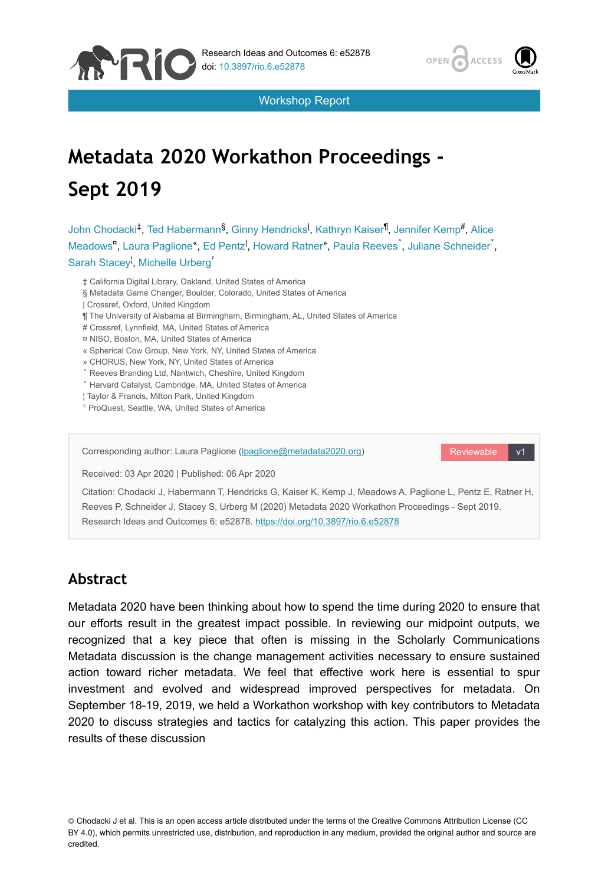Research Ideas and Outcomes 6: e52878
doi: 10.3897/rio.6.e52878

Workshop Report

# Metadata 2020 Workathon Proceedings - Sept 2019

John Chodacki[‡], Ted Habermann[§], Ginny Hendricks[|], Kathryn Kaiser[¶], Jennifer Kemp[#], Alice Meadows[¤], Laura Paglione[«], Ed Pentz[|], Howard Ratner[»], Paula Reeves[˄], Juliane Schneider[˅], Sarah Stacey[¦], Michelle Urberg[ˀ]

‡ California Digital Library, Oakland, United States of America
§ Metadata Game Changer, Boulder, Colorado, United States of America
| Crossref, Oxford, United Kingdom
¶ The University of Alabama at Birmingham, Birmingham, AL, United States of America
# Crossref, Lynnfield, MA, United States of America
¤ NISO, Boston, MA, United States of America
« Spherical Cow Group, New York, NY, United States of America
» CHORUS, New York, NY, United States of America
˄ Reeves Branding Ltd, Nantwich, Cheshire, United Kingdom
˅ Harvard Catalyst, Cambridge, MA, United States of America
¦ Taylor & Francis, Milton Park, United Kingdom
ˀ ProQuest, Seattle, WA, United States of America

Corresponding author: Laura Paglione (lpaglione@metadata2020.org)

Reviewable v1

Received: 03 Apr 2020 | Published: 06 Apr 2020

Citation: Chodacki J, Habermann T, Hendricks G, Kaiser K, Kemp J, Meadows A, Paglione L, Pentz E, Ratner H, Reeves P, Schneider J, Stacey S, Urberg M (2020) Metadata 2020 Workathon Proceedings - Sept 2019. Research Ideas and Outcomes 6: e52878. https://doi.org/10.3897/rio.6.e52878

## Abstract

Metadata 2020 have been thinking about how to spend the time during 2020 to ensure that our efforts result in the greatest impact possible. In reviewing our midpoint outputs, we recognized that a key piece that often is missing in the Scholarly Communications Metadata discussion is the change management activities necessary to ensure sustained action toward richer metadata. We feel that effective work here is essential to spur investment and evolved and widespread improved perspectives for metadata. On September 18-19, 2019, we held a Workathon workshop with key contributors to Metadata 2020 to discuss strategies and tactics for catalyzing this action. This paper provides the results of these discussion

© Chodacki J et al. This is an open access article distributed under the terms of the Creative Commons Attribution License (CC BY 4.0), which permits unrestricted use, distribution, and reproduction in any medium, provided the original author and source are credited.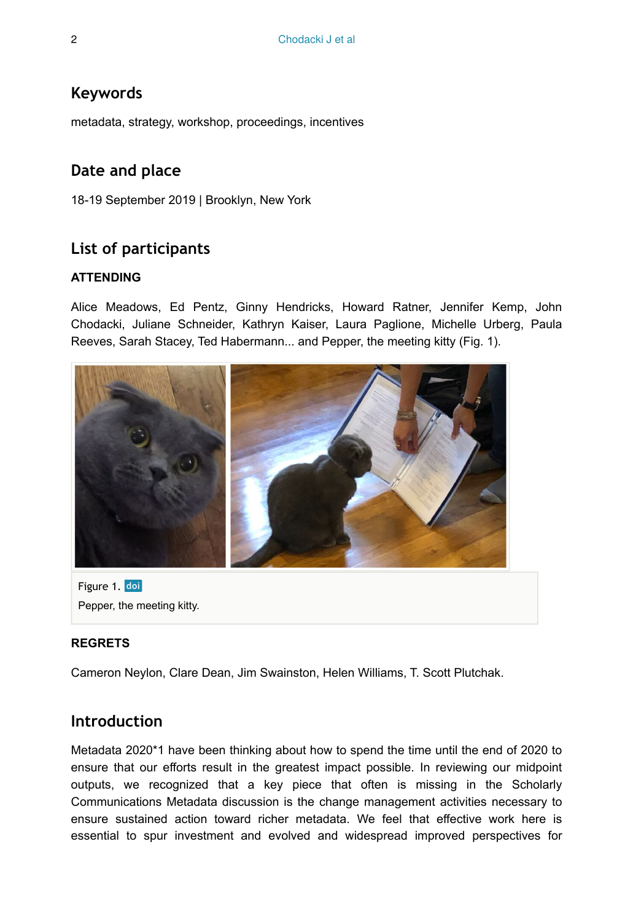## Keywords

metadata, strategy, workshop, proceedings, incentives

## Date and place

18-19 September 2019 | Brooklyn, New York

## List of participants

### ATTENDING

Alice Meadows, Ed Pentz, Ginny Hendricks, Howard Ratner, Jennifer Kemp, John Chodacki, Juliane Schneider, Kathryn Kaiser, Laura Paglione, Michelle Urberg, Paula Reeves, Sarah Stacey, Ted Habermann... and Pepper, the meeting kitty (Fig. 1).

Figure 1. doi

Pepper, the meeting kitty.

### REGRETS

Cameron Neylon, Clare Dean, Jim Swainston, Helen Williams, T. Scott Plutchak.

## Introduction

Metadata 2020*1 have been thinking about how to spend the time until the end of 2020 to ensure that our efforts result in the greatest impact possible. In reviewing our midpoint outputs, we recognized that a key piece that often is missing in the Scholarly Communications Metadata discussion is the change management activities necessary to ensure sustained action toward richer metadata. We feel that effective work here is essential to spur investment and evolved and widespread improved perspectives for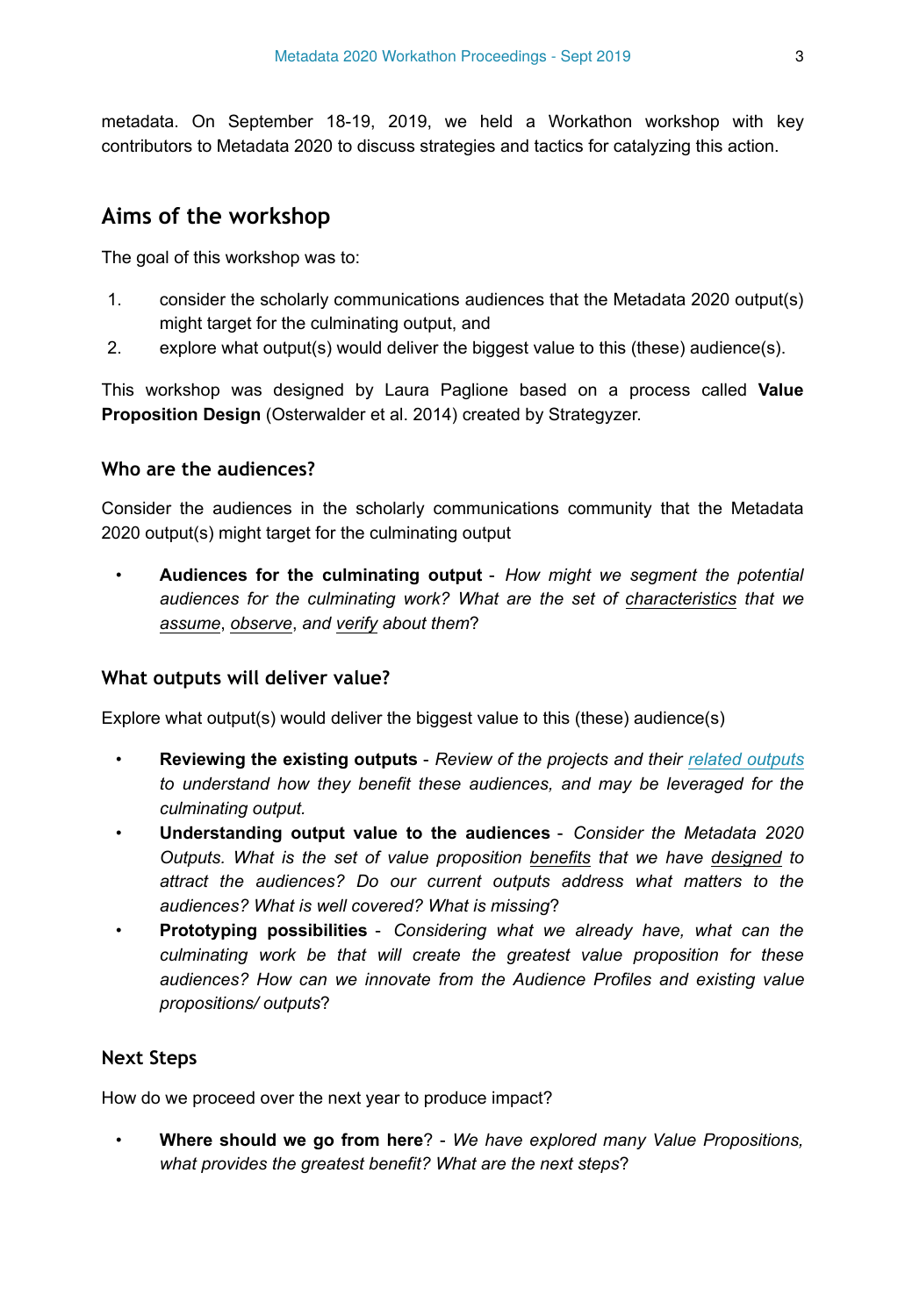metadata. On September 18-19, 2019, we held a Workathon workshop with key contributors to Metadata 2020 to discuss strategies and tactics for catalyzing this action.

## Aims of the workshop

The goal of this workshop was to:

1. consider the scholarly communications audiences that the Metadata 2020 output(s) might target for the culminating output, and
2. explore what output(s) would deliver the biggest value to this (these) audience(s).

This workshop was designed by Laura Paglione based on a process called **Value Proposition Design** (Osterwalder et al. 2014) created by Strategyzer.

### Who are the audiences?

Consider the audiences in the scholarly communications community that the Metadata 2020 output(s) might target for the culminating output

- **Audiences for the culminating output** - *How might we segment the potential audiences for the culminating work? What are the set of characteristics that we assume, observe, and verify about them*?

### What outputs will deliver value?

Explore what output(s) would deliver the biggest value to this (these) audience(s)

- **Reviewing the existing outputs** - *Review of the projects and their related outputs to understand how they benefit these audiences, and may be leveraged for the culminating output.*
- **Understanding output value to the audiences** - *Consider the Metadata 2020 Outputs. What is the set of value proposition benefits that we have designed to attract the audiences? Do our current outputs address what matters to the audiences? What is well covered? What is missing*?
- **Prototyping possibilities** - *Considering what we already have, what can the culminating work be that will create the greatest value proposition for these audiences? How can we innovate from the Audience Profiles and existing value propositions/ outputs*?

### Next Steps

How do we proceed over the next year to produce impact?

- **Where should we go from here**? - *We have explored many Value Propositions, what provides the greatest benefit? What are the next steps*?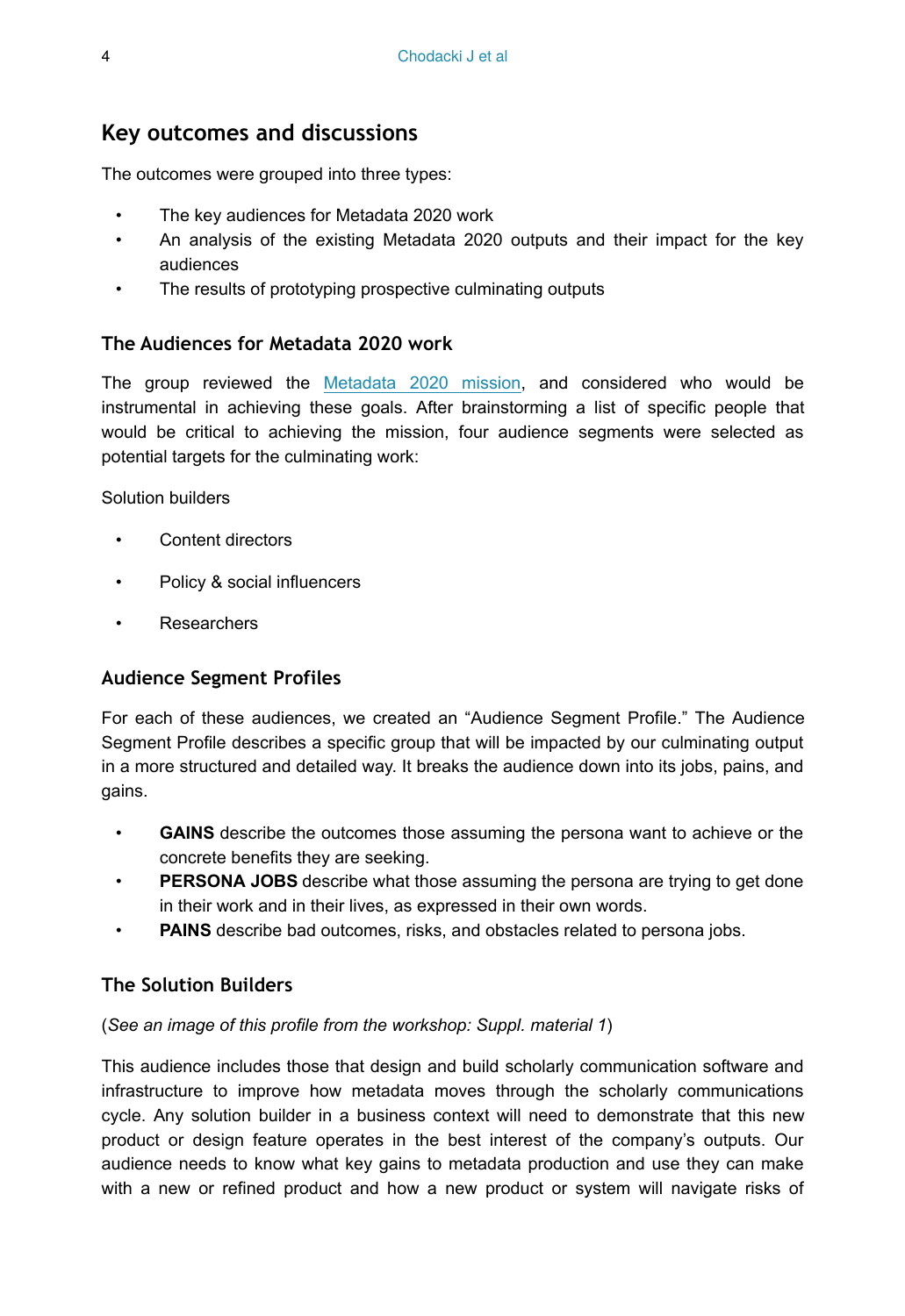## Key outcomes and discussions

The outcomes were grouped into three types:

- The key audiences for Metadata 2020 work
- An analysis of the existing Metadata 2020 outputs and their impact for the key audiences
- The results of prototyping prospective culminating outputs

### The Audiences for Metadata 2020 work

The group reviewed the Metadata 2020 mission, and considered who would be instrumental in achieving these goals. After brainstorming a list of specific people that would be critical to achieving the mission, four audience segments were selected as potential targets for the culminating work:

Solution builders

- Content directors
- Policy & social influencers
- Researchers

### Audience Segment Profiles

For each of these audiences, we created an "Audience Segment Profile." The Audience Segment Profile describes a specific group that will be impacted by our culminating output in a more structured and detailed way. It breaks the audience down into its jobs, pains, and gains.

- **GAINS** describe the outcomes those assuming the persona want to achieve or the concrete benefits they are seeking.
- **PERSONA JOBS** describe what those assuming the persona are trying to get done in their work and in their lives, as expressed in their own words.
- **PAINS** describe bad outcomes, risks, and obstacles related to persona jobs.

### The Solution Builders

(*See an image of this profile from the workshop: Suppl. material 1*)

This audience includes those that design and build scholarly communication software and infrastructure to improve how metadata moves through the scholarly communications cycle. Any solution builder in a business context will need to demonstrate that this new product or design feature operates in the best interest of the company's outputs. Our audience needs to know what key gains to metadata production and use they can make with a new or refined product and how a new product or system will navigate risks of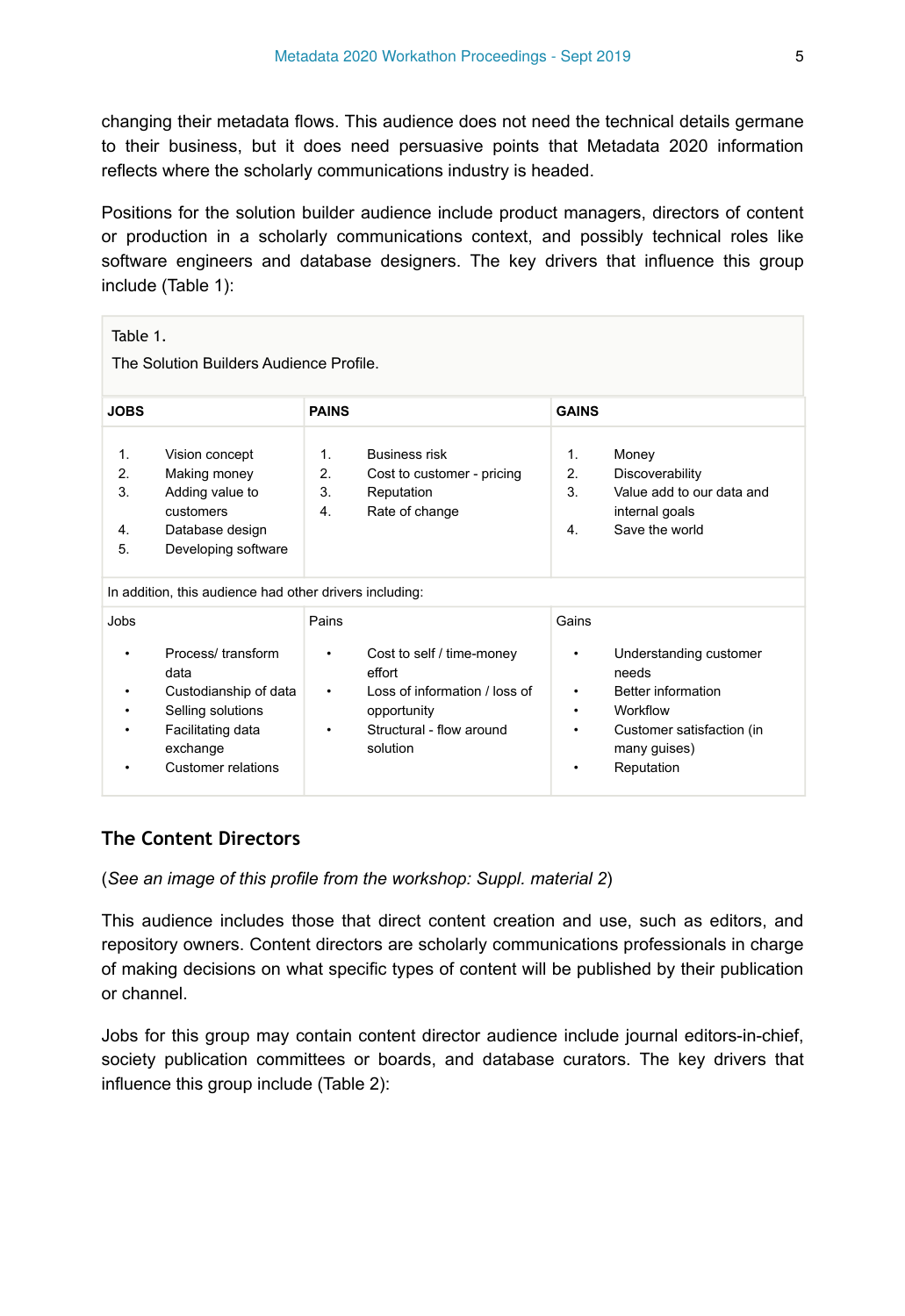changing their metadata flows. This audience does not need the technical details germane to their business, but it does need persuasive points that Metadata 2020 information reflects where the scholarly communications industry is headed.

Positions for the solution builder audience include product managers, directors of content or production in a scholarly communications context, and possibly technical roles like software engineers and database designers. The key drivers that influence this group include (Table 1):

Table 1.

The Solution Builders Audience Profile.

| JOBS | PAINS | GAINS |
| --- | --- | --- |
| 1. Vision concept<br>2. Making money<br>3. Adding value to customers<br>4. Database design<br>5. Developing software | 1. Business risk<br>2. Cost to customer - pricing<br>3. Reputation<br>4. Rate of change | 1. Money<br>2. Discoverability<br>3. Value add to our data and internal goals<br>4. Save the world |
| In addition, this audience had other drivers including: | | |
| Jobs | Pains | Gains |
| • Process/ transform data<br>• Custodianship of data<br>• Selling solutions<br>• Facilitating data exchange<br>• Customer relations | • Cost to self / time-money effort<br>• Loss of information / loss of opportunity<br>• Structural - flow around solution | • Understanding customer needs<br>• Better information<br>• Workflow<br>• Customer satisfaction (in many guises)<br>• Reputation |

## The Content Directors

(*See an image of this profile from the workshop: Suppl. material 2*)

This audience includes those that direct content creation and use, such as editors, and repository owners. Content directors are scholarly communications professionals in charge of making decisions on what specific types of content will be published by their publication or channel.

Jobs for this group may contain content director audience include journal editors-in-chief, society publication committees or boards, and database curators. The key drivers that influence this group include (Table 2):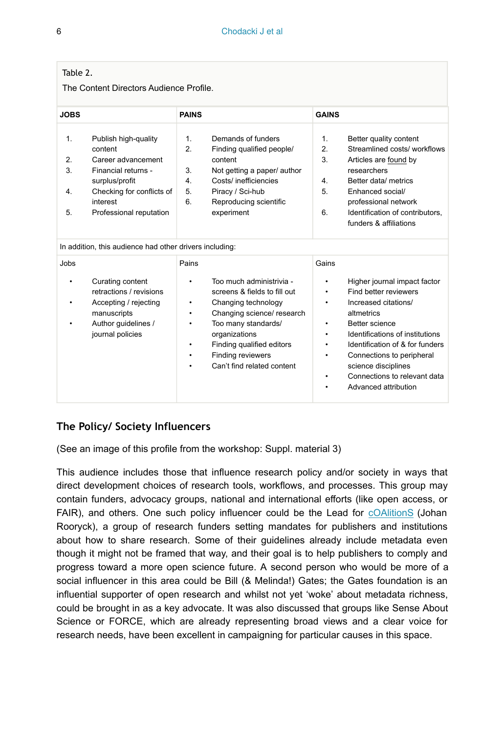Table 2.

The Content Directors Audience Profile.

| JOBS | PAINS | GAINS |
| --- | --- | --- |
| 1. Publish high-quality content<br>2. Career advancement<br>3. Financial returns - surplus/profit<br>4. Checking for conflicts of interest<br>5. Professional reputation | 1. Demands of funders<br>2. Finding qualified people/ content<br>3. Not getting a paper/ author<br>4. Costs/ inefficiencies<br>5. Piracy / Sci-hub<br>6. Reproducing scientific experiment | 1. Better quality content<br>2. Streamlined costs/ workflows<br>3. Articles are found by researchers<br>4. Better data/ metrics<br>5. Enhanced social/ professional network<br>6. Identification of contributors, funders & affiliations |
| In addition, this audience had other drivers including: | | |
| Jobs | Pains | Gains |
| • Curating content retractions / revisions<br>• Accepting / rejecting manuscripts<br>• Author guidelines / journal policies | • Too much administrivia - screens & fields to fill out<br>• Changing technology<br>• Changing science/ research<br>• Too many standards/ organizations<br>• Finding qualified editors<br>• Finding reviewers<br>• Can't find related content | • Higher journal impact factor<br>• Find better reviewers<br>• Increased citations/ altmetrics<br>• Better science<br>• Identifications of institutions<br>• Identification of & for funders<br>• Connections to peripheral science disciplines<br>• Connections to relevant data<br>• Advanced attribution |

## The Policy/ Society Influencers

(See an image of this profile from the workshop: Suppl. material 3)

This audience includes those that influence research policy and/or society in ways that direct development choices of research tools, workflows, and processes. This group may contain funders, advocacy groups, national and international efforts (like open access, or FAIR), and others. One such policy influencer could be the Lead for cOAlitionS (Johan Rooryck), a group of research funders setting mandates for publishers and institutions about how to share research. Some of their guidelines already include metadata even though it might not be framed that way, and their goal is to help publishers to comply and progress toward a more open science future. A second person who would be more of a social influencer in this area could be Bill (& Melinda!) Gates; the Gates foundation is an influential supporter of open research and whilst not yet 'woke' about metadata richness, could be brought in as a key advocate. It was also discussed that groups like Sense About Science or FORCE, which are already representing broad views and a clear voice for research needs, have been excellent in campaigning for particular causes in this space.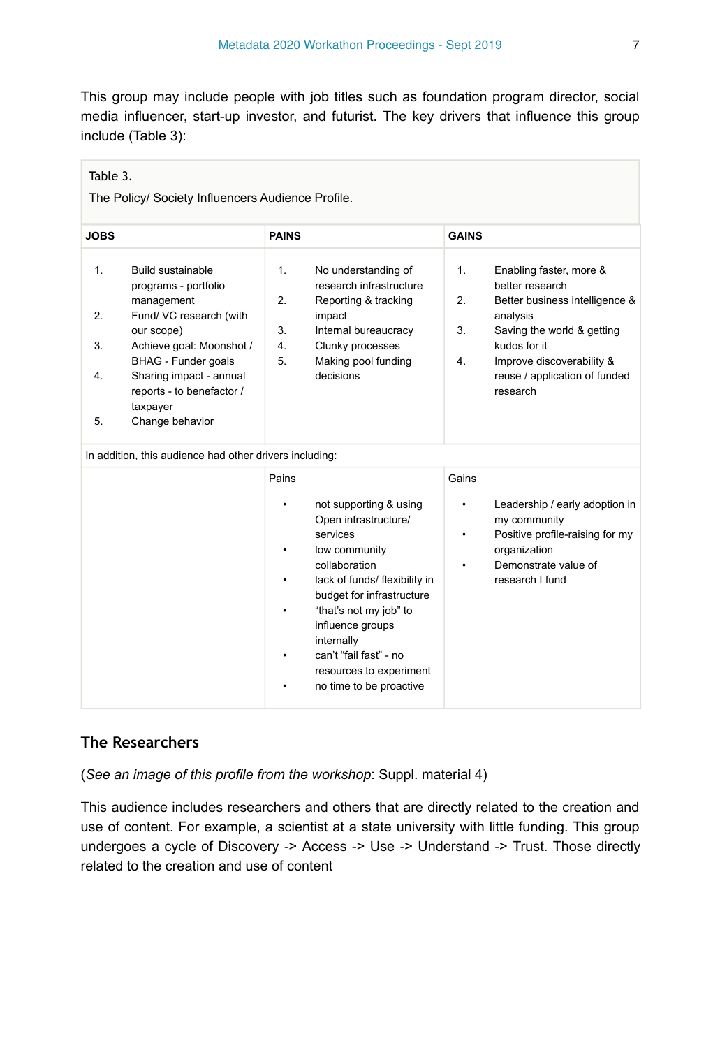This group may include people with job titles such as foundation program director, social media influencer, start-up investor, and futurist. The key drivers that influence this group include (Table 3):

Table 3.

The Policy/ Society Influencers Audience Profile.

| JOBS | PAINS | GAINS |
| --- | --- | --- |
| 1. Build sustainable programs - portfolio management<br>2. Fund/ VC research (with our scope)<br>3. Achieve goal: Moonshot / BHAG - Funder goals<br>4. Sharing impact - annual reports - to benefactor / taxpayer<br>5. Change behavior | 1. No understanding of research infrastructure<br>2. Reporting & tracking impact<br>3. Internal bureaucracy<br>4. Clunky processes<br>5. Making pool funding decisions | 1. Enabling faster, more & better research<br>2. Better business intelligence & analysis<br>3. Saving the world & getting kudos for it<br>4. Improve discoverability & reuse / application of funded research |
| In addition, this audience had other drivers including: | | |
| | Pains<br>• not supporting & using Open infrastructure/ services<br>• low community collaboration<br>• lack of funds/ flexibility in budget for infrastructure<br>• "that's not my job" to influence groups internally<br>• can't "fail fast" - no resources to experiment<br>• no time to be proactive | Gains<br>• Leadership / early adoption in my community<br>• Positive profile-raising for my organization<br>• Demonstrate value of research I fund |

## The Researchers

(*See an image of this profile from the workshop*: Suppl. material 4)

This audience includes researchers and others that are directly related to the creation and use of content. For example, a scientist at a state university with little funding. This group undergoes a cycle of Discovery -> Access -> Use -> Understand -> Trust. Those directly related to the creation and use of content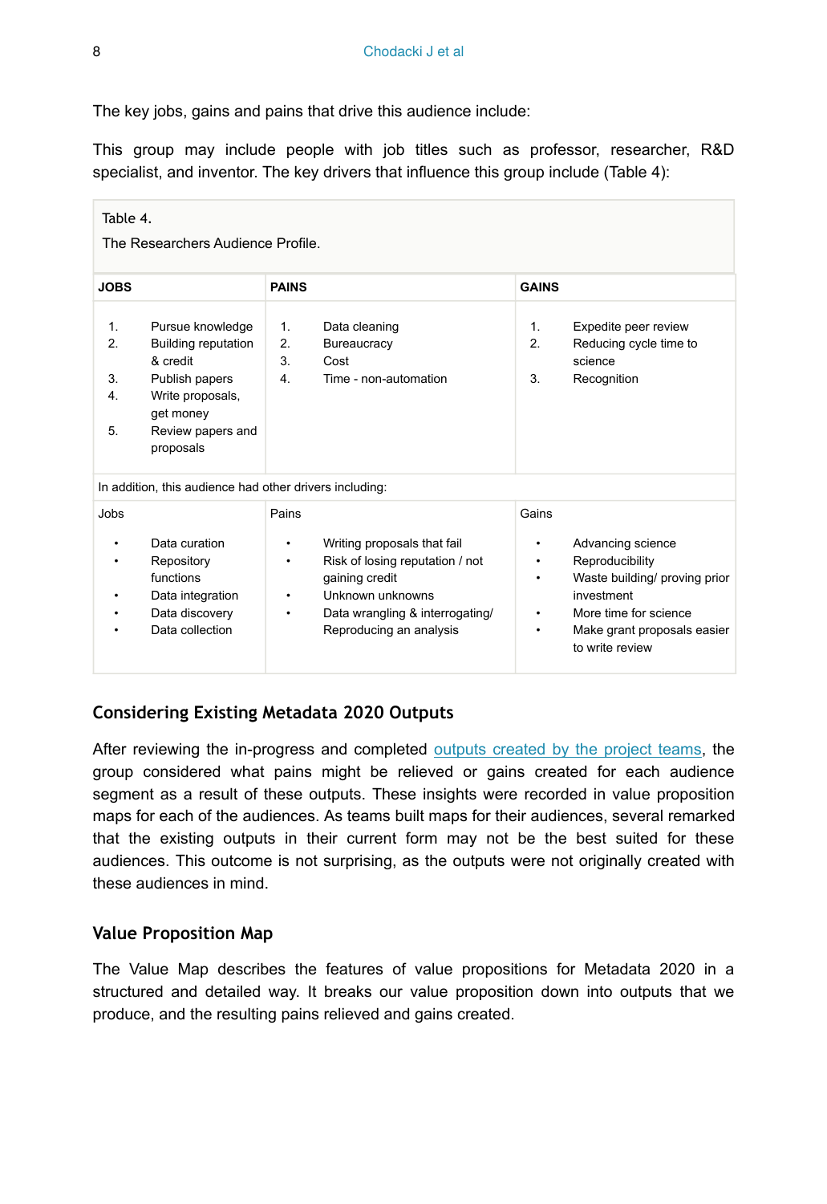The key jobs, gains and pains that drive this audience include:

This group may include people with job titles such as professor, researcher, R&D specialist, and inventor. The key drivers that influence this group include (Table 4):

Table 4.

The Researchers Audience Profile.

| JOBS | PAINS | GAINS |
|---|---|---|
| 1. Pursue knowledge<br>2. Building reputation & credit<br>3. Publish papers<br>4. Write proposals, get money<br>5. Review papers and proposals | 1. Data cleaning<br>2. Bureaucracy<br>3. Cost<br>4. Time - non-automation | 1. Expedite peer review<br>2. Reducing cycle time to science<br>3. Recognition |
| In addition, this audience had other drivers including: | | |
| Jobs | Pains | Gains |
| • Data curation<br>• Repository functions<br>• Data integration<br>• Data discovery<br>• Data collection | • Writing proposals that fail<br>• Risk of losing reputation / not gaining credit<br>• Unknown unknowns<br>• Data wrangling & interrogating/ Reproducing an analysis | • Advancing science<br>• Reproducibility<br>• Waste building/ proving prior investment<br>• More time for science<br>• Make grant proposals easier to write review |

### Considering Existing Metadata 2020 Outputs

After reviewing the in-progress and completed outputs created by the project teams, the group considered what pains might be relieved or gains created for each audience segment as a result of these outputs. These insights were recorded in value proposition maps for each of the audiences. As teams built maps for their audiences, several remarked that the existing outputs in their current form may not be the best suited for these audiences. This outcome is not surprising, as the outputs were not originally created with these audiences in mind.

### Value Proposition Map

The Value Map describes the features of value propositions for Metadata 2020 in a structured and detailed way. It breaks our value proposition down into outputs that we produce, and the resulting pains relieved and gains created.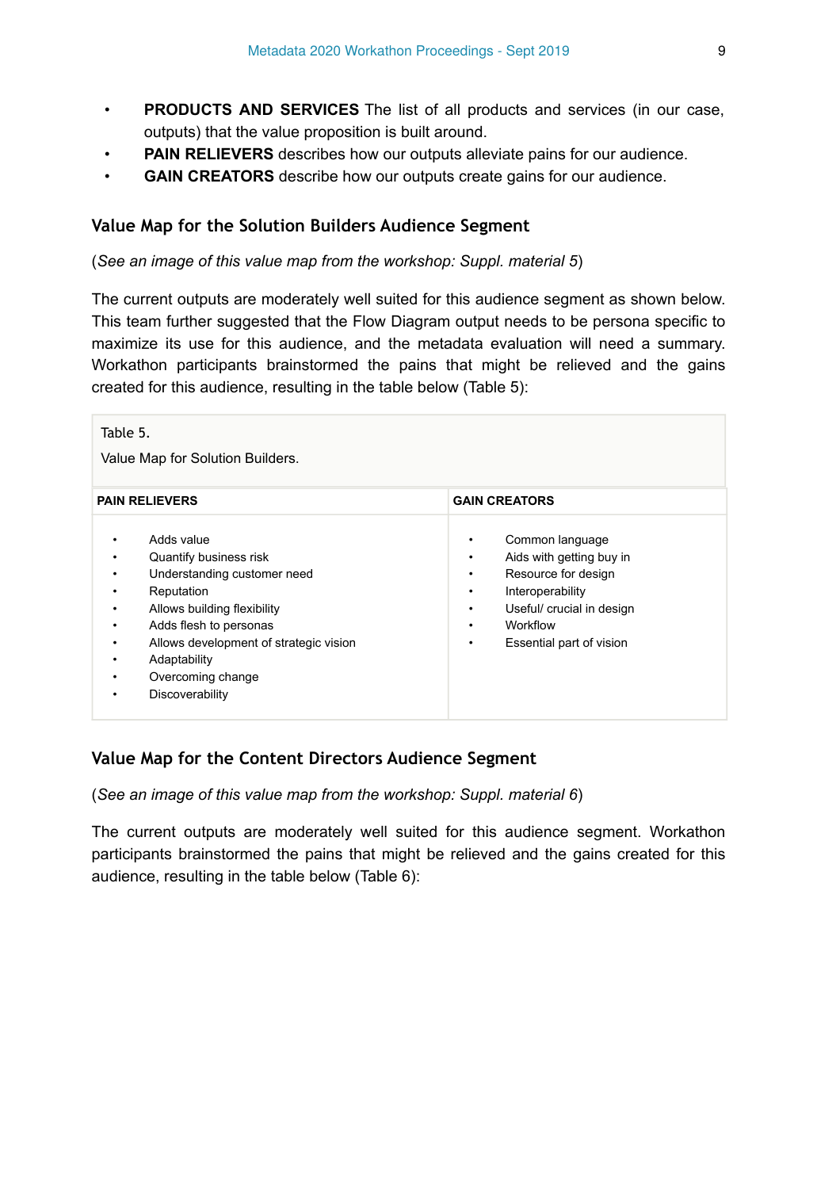- **PRODUCTS AND SERVICES** The list of all products and services (in our case, outputs) that the value proposition is built around.
- **PAIN RELIEVERS** describes how our outputs alleviate pains for our audience.
- **GAIN CREATORS** describe how our outputs create gains for our audience.

### Value Map for the Solution Builders Audience Segment

(*See an image of this value map from the workshop: Suppl. material 5*)

The current outputs are moderately well suited for this audience segment as shown below. This team further suggested that the Flow Diagram output needs to be persona specific to maximize its use for this audience, and the metadata evaluation will need a summary. Workathon participants brainstormed the pains that might be relieved and the gains created for this audience, resulting in the table below (Table 5):

Table 5.

Value Map for Solution Builders.

| PAIN RELIEVERS | GAIN CREATORS |
|---|---|
| • Adds value<br>• Quantify business risk<br>• Understanding customer need<br>• Reputation<br>• Allows building flexibility<br>• Adds flesh to personas<br>• Allows development of strategic vision<br>• Adaptability<br>• Overcoming change<br>• Discoverability | • Common language<br>• Aids with getting buy in<br>• Resource for design<br>• Interoperability<br>• Useful/ crucial in design<br>• Workflow<br>• Essential part of vision |

### Value Map for the Content Directors Audience Segment

(*See an image of this value map from the workshop: Suppl. material 6*)

The current outputs are moderately well suited for this audience segment. Workathon participants brainstormed the pains that might be relieved and the gains created for this audience, resulting in the table below (Table 6):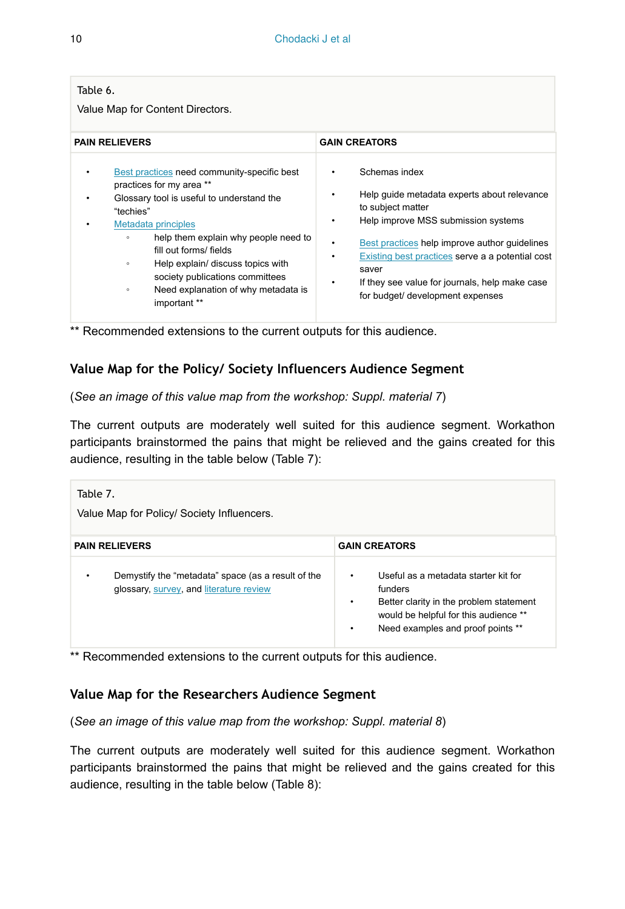Table 6.

Value Map for Content Directors.

| PAIN RELIEVERS | GAIN CREATORS |
| --- | --- |
| • Best practices need community-specific best practices for my area **<br>• Glossary tool is useful to understand the "techies"<br>• Metadata principles<br>  ◦ help them explain why people need to fill out forms/ fields<br>  ◦ Help explain/ discuss topics with society publications committees<br>  ◦ Need explanation of why metadata is important ** | • Schemas index<br>• Help guide metadata experts about relevance to subject matter<br>• Help improve MSS submission systems<br>• Best practices help improve author guidelines<br>• Existing best practices serve a a potential cost saver<br>• If they see value for journals, help make case for budget/ development expenses |

** Recommended extensions to the current outputs for this audience.

## Value Map for the Policy/ Society Influencers Audience Segment

(*See an image of this value map from the workshop: Suppl. material 7*)

The current outputs are moderately well suited for this audience segment. Workathon participants brainstormed the pains that might be relieved and the gains created for this audience, resulting in the table below (Table 7):

Table 7.

Value Map for Policy/ Society Influencers.

| PAIN RELIEVERS | GAIN CREATORS |
| --- | --- |
| • Demystify the "metadata" space (as a result of the glossary, survey, and literature review | • Useful as a metadata starter kit for funders<br>• Better clarity in the problem statement would be helpful for this audience **<br>• Need examples and proof points ** |

** Recommended extensions to the current outputs for this audience.

## Value Map for the Researchers Audience Segment

(*See an image of this value map from the workshop: Suppl. material 8*)

The current outputs are moderately well suited for this audience segment. Workathon participants brainstormed the pains that might be relieved and the gains created for this audience, resulting in the table below (Table 8):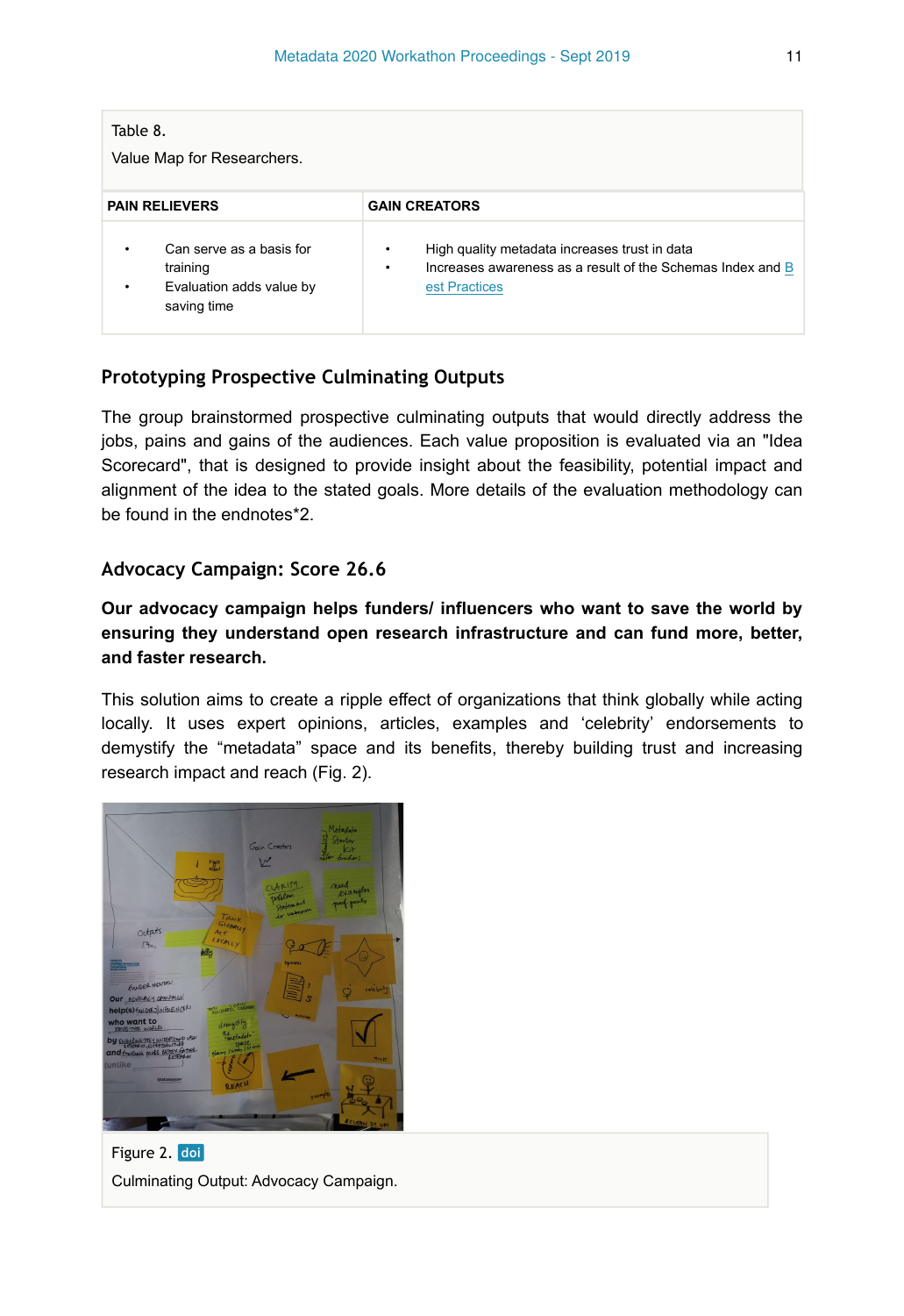Table 8.

Value Map for Researchers.

| PAIN RELIEVERS | GAIN CREATORS |
|---|---|
| • Can serve as a basis for training<br>• Evaluation adds value by saving time | • High quality metadata increases trust in data<br>• Increases awareness as a result of the Schemas Index and Best Practices |

### Prototyping Prospective Culminating Outputs

The group brainstormed prospective culminating outputs that would directly address the jobs, pains and gains of the audiences. Each value proposition is evaluated via an "Idea Scorecard", that is designed to provide insight about the feasibility, potential impact and alignment of the idea to the stated goals. More details of the evaluation methodology can be found in the endnotes*2.

### Advocacy Campaign: Score 26.6

**Our advocacy campaign helps funders/ influencers who want to save the world by ensuring they understand open research infrastructure and can fund more, better, and faster research.**

This solution aims to create a ripple effect of organizations that think globally while acting locally. It uses expert opinions, articles, examples and 'celebrity' endorsements to demystify the "metadata" space and its benefits, thereby building trust and increasing research impact and reach (Fig. 2).

Figure 2. doi

Culminating Output: Advocacy Campaign.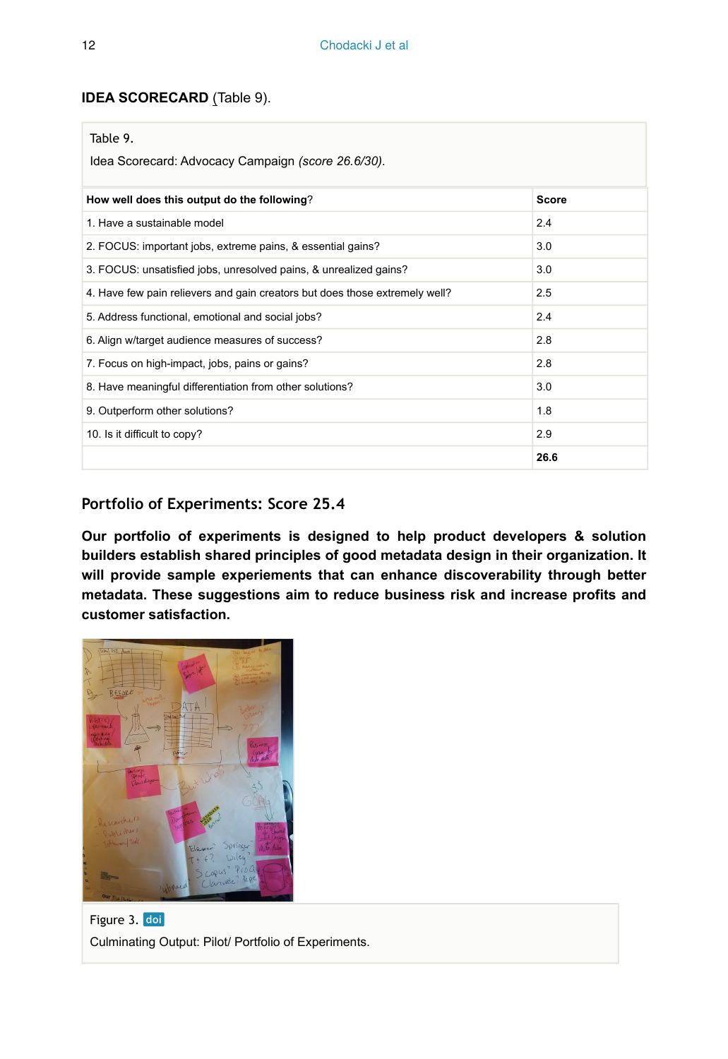**IDEA SCORECARD** (Table 9).

Table 9.

Idea Scorecard: Advocacy Campaign *(score 26.6/30)*.

| How well does this output do the following? | Score |
|---|---|
| 1. Have a sustainable model | 2.4 |
| 2. FOCUS: important jobs, extreme pains, & essential gains? | 3.0 |
| 3. FOCUS: unsatisfied jobs, unresolved pains, & unrealized gains? | 3.0 |
| 4. Have few pain relievers and gain creators but does those extremely well? | 2.5 |
| 5. Address functional, emotional and social jobs? | 2.4 |
| 6. Align w/target audience measures of success? | 2.8 |
| 7. Focus on high-impact, jobs, pains or gains? | 2.8 |
| 8. Have meaningful differentiation from other solutions? | 3.0 |
| 9. Outperform other solutions? | 1.8 |
| 10. Is it difficult to copy? | 2.9 |
| | **26.6** |

### Portfolio of Experiments: Score 25.4

**Our portfolio of experiments is designed to help product developers & solution builders establish shared principles of good metadata design in their organization. It will provide sample experiements that can enhance discoverability through better metadata. These suggestions aim to reduce business risk and increase profits and customer satisfaction.**

Figure 3. doi

Culminating Output: Pilot/ Portfolio of Experiments.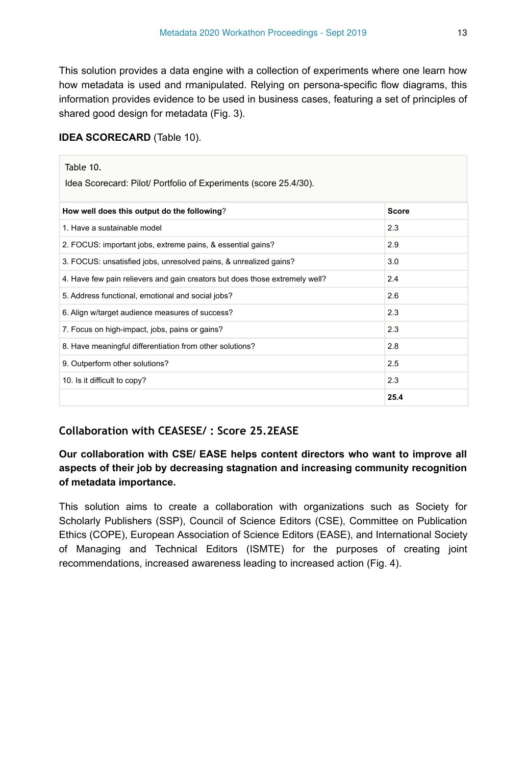This solution provides a data engine with a collection of experiments where one learn how how metadata is used and rmanipulated. Relying on persona-specific flow diagrams, this information provides evidence to be used in business cases, featuring a set of principles of shared good design for metadata (Fig. 3).

**IDEA SCORECARD** (Table 10).

Table 10.

Idea Scorecard: Pilot/ Portfolio of Experiments (score 25.4/30).

| **How well does this output do the following?** | **Score** |
| --- | --- |
| 1. Have a sustainable model | 2.3 |
| 2. FOCUS: important jobs, extreme pains, & essential gains? | 2.9 |
| 3. FOCUS: unsatisfied jobs, unresolved pains, & unrealized gains? | 3.0 |
| 4. Have few pain relievers and gain creators but does those extremely well? | 2.4 |
| 5. Address functional, emotional and social jobs? | 2.6 |
| 6. Align w/target audience measures of success? | 2.3 |
| 7. Focus on high-impact, jobs, pains or gains? | 2.3 |
| 8. Have meaningful differentiation from other solutions? | 2.8 |
| 9. Outperform other solutions? | 2.5 |
| 10. Is it difficult to copy? | 2.3 |
| | **25.4** |

### Collaboration with CEASESE/ : Score 25.2EASE

**Our collaboration with CSE/ EASE helps content directors who want to improve all aspects of their job by decreasing stagnation and increasing community recognition of metadata importance.**

This solution aims to create a collaboration with organizations such as Society for Scholarly Publishers (SSP), Council of Science Editors (CSE), Committee on Publication Ethics (COPE), European Association of Science Editors (EASE), and International Society of Managing and Technical Editors (ISMTE) for the purposes of creating joint recommendations, increased awareness leading to increased action (Fig. 4).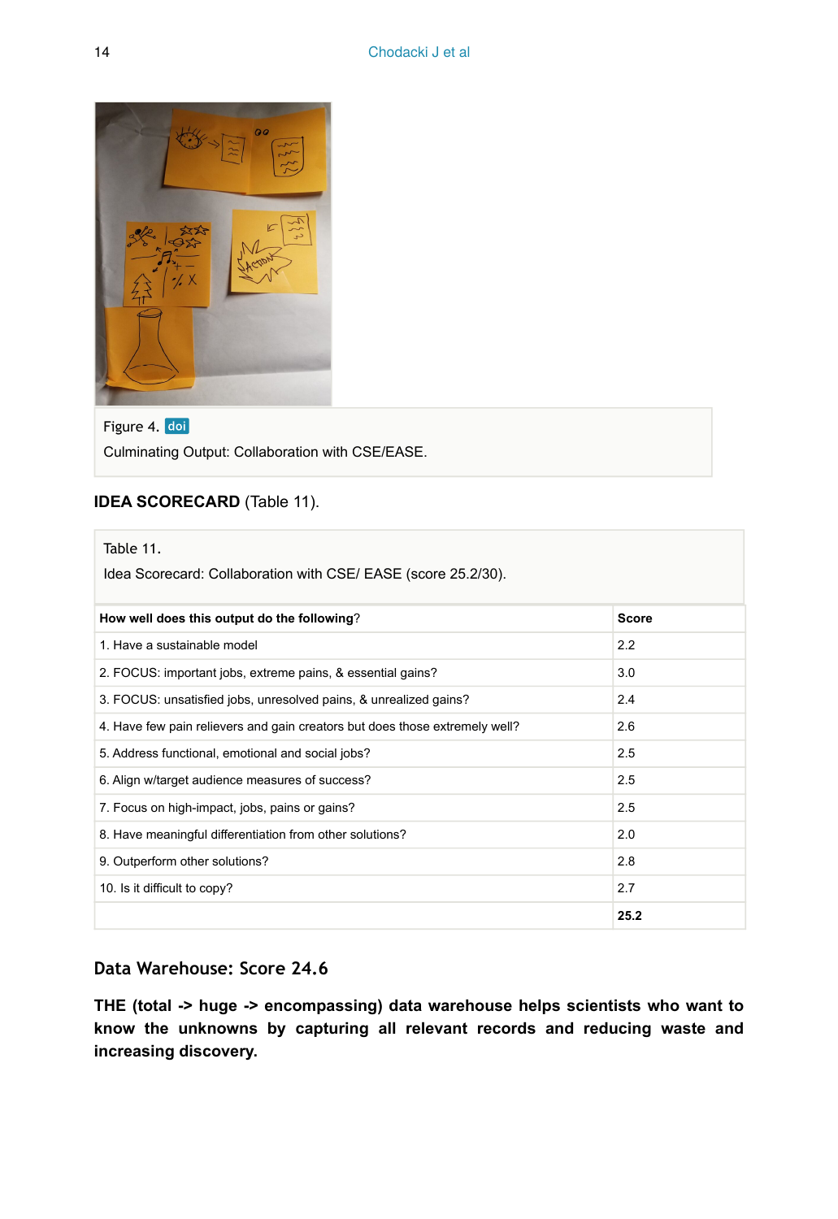Figure 4. doi

Culminating Output: Collaboration with CSE/EASE.

**IDEA SCORECARD** (Table 11).

Table 11.

Idea Scorecard: Collaboration with CSE/ EASE (score 25.2/30).

| **How well does this output do the following?** | **Score** |
|---|---|
| 1. Have a sustainable model | 2.2 |
| 2. FOCUS: important jobs, extreme pains, & essential gains? | 3.0 |
| 3. FOCUS: unsatisfied jobs, unresolved pains, & unrealized gains? | 2.4 |
| 4. Have few pain relievers and gain creators but does those extremely well? | 2.6 |
| 5. Address functional, emotional and social jobs? | 2.5 |
| 6. Align w/target audience measures of success? | 2.5 |
| 7. Focus on high-impact, jobs, pains or gains? | 2.5 |
| 8. Have meaningful differentiation from other solutions? | 2.0 |
| 9. Outperform other solutions? | 2.8 |
| 10. Is it difficult to copy? | 2.7 |
| | **25.2** |

### Data Warehouse: Score 24.6

**THE (total -> huge -> encompassing) data warehouse helps scientists who want to know the unknowns by capturing all relevant records and reducing waste and increasing discovery.**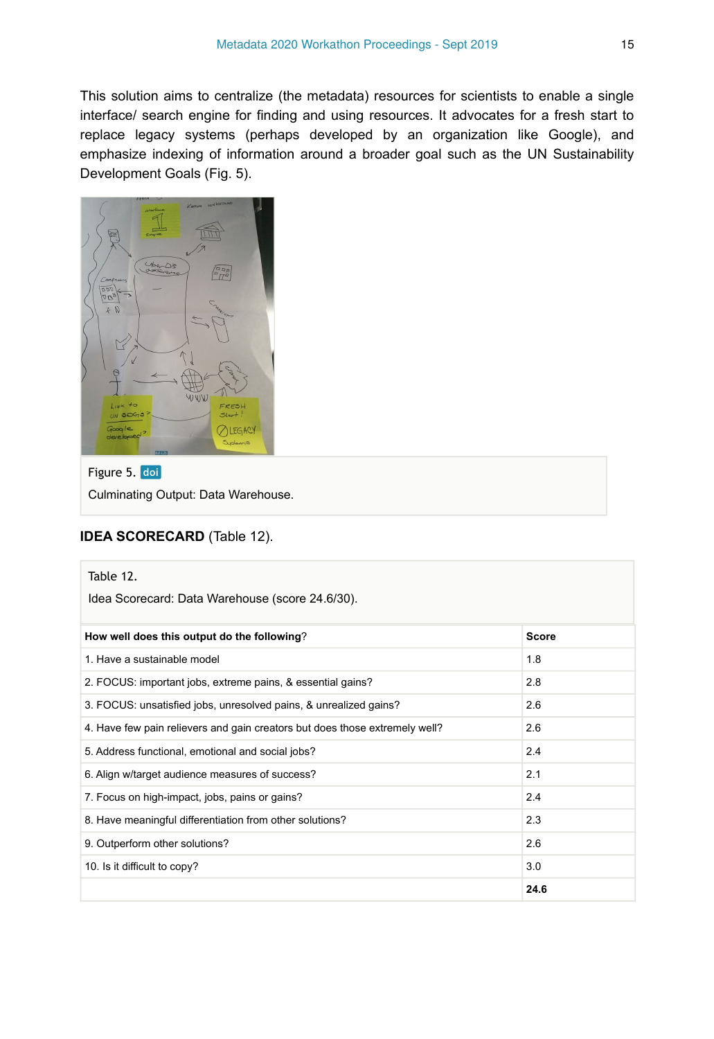This solution aims to centralize (the metadata) resources for scientists to enable a single interface/ search engine for finding and using resources. It advocates for a fresh start to replace legacy systems (perhaps developed by an organization like Google), and emphasize indexing of information around a broader goal such as the UN Sustainability Development Goals (Fig. 5).

Figure 5. doi

Culminating Output: Data Warehouse.

**IDEA SCORECARD** (Table 12).

Table 12.

Idea Scorecard: Data Warehouse (score 24.6/30).

| **How well does this output do the following?** | **Score** |
|---|---|
| 1. Have a sustainable model | 1.8 |
| 2. FOCUS: important jobs, extreme pains, & essential gains? | 2.8 |
| 3. FOCUS: unsatisfied jobs, unresolved pains, & unrealized gains? | 2.6 |
| 4. Have few pain relievers and gain creators but does those extremely well? | 2.6 |
| 5. Address functional, emotional and social jobs? | 2.4 |
| 6. Align w/target audience measures of success? | 2.1 |
| 7. Focus on high-impact, jobs, pains or gains? | 2.4 |
| 8. Have meaningful differentiation from other solutions? | 2.3 |
| 9. Outperform other solutions? | 2.6 |
| 10. Is it difficult to copy? | 3.0 |
| | **24.6** |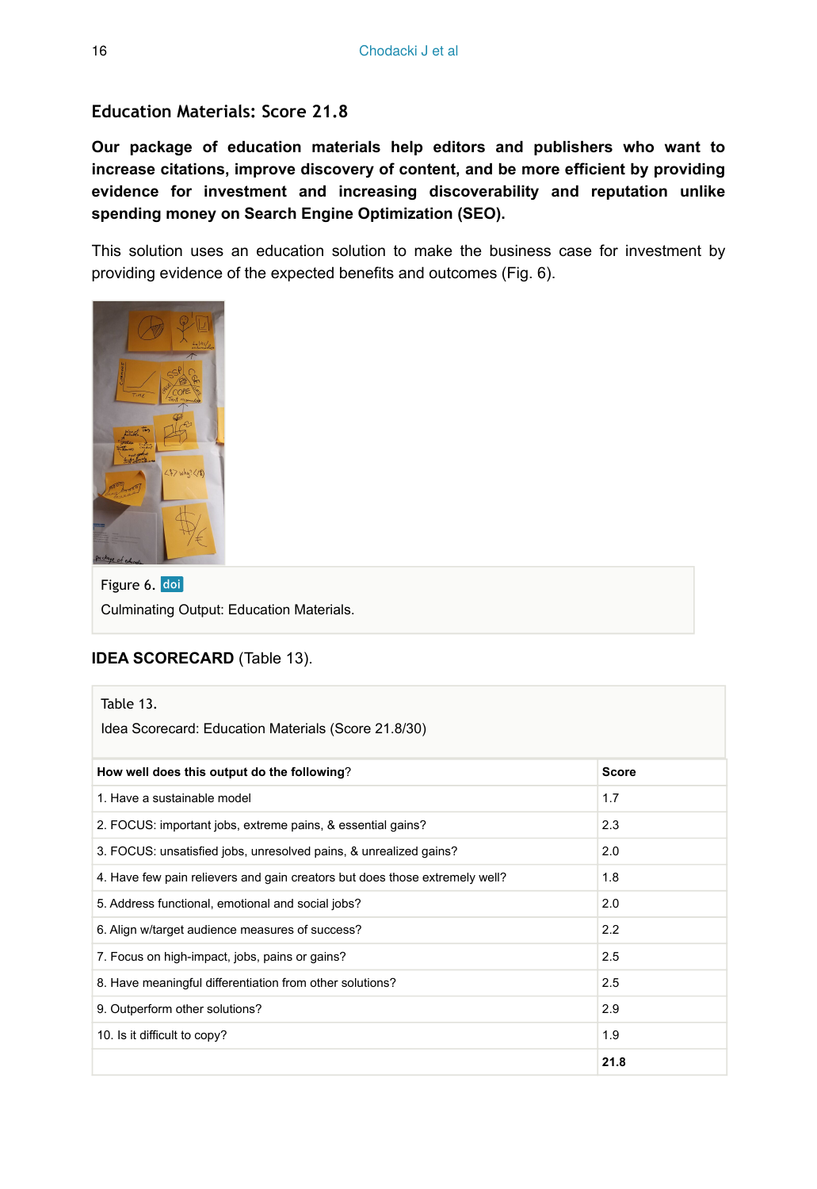### Education Materials: Score 21.8

**Our package of education materials help editors and publishers who want to increase citations, improve discovery of content, and be more efficient by providing evidence for investment and increasing discoverability and reputation unlike spending money on Search Engine Optimization (SEO).**

This solution uses an education solution to make the business case for investment by providing evidence of the expected benefits and outcomes (Fig. 6).

Figure 6. doi

Culminating Output: Education Materials.

**IDEA SCORECARD** (Table 13).

Table 13.

Idea Scorecard: Education Materials (Score 21.8/30)

| **How well does this output do the following**? | **Score** |
|---|---|
| 1. Have a sustainable model | 1.7 |
| 2. FOCUS: important jobs, extreme pains, & essential gains? | 2.3 |
| 3. FOCUS: unsatisfied jobs, unresolved pains, & unrealized gains? | 2.0 |
| 4. Have few pain relievers and gain creators but does those extremely well? | 1.8 |
| 5. Address functional, emotional and social jobs? | 2.0 |
| 6. Align w/target audience measures of success? | 2.2 |
| 7. Focus on high-impact, jobs, pains or gains? | 2.5 |
| 8. Have meaningful differentiation from other solutions? | 2.5 |
| 9. Outperform other solutions? | 2.9 |
| 10. Is it difficult to copy? | 1.9 |
| | **21.8** |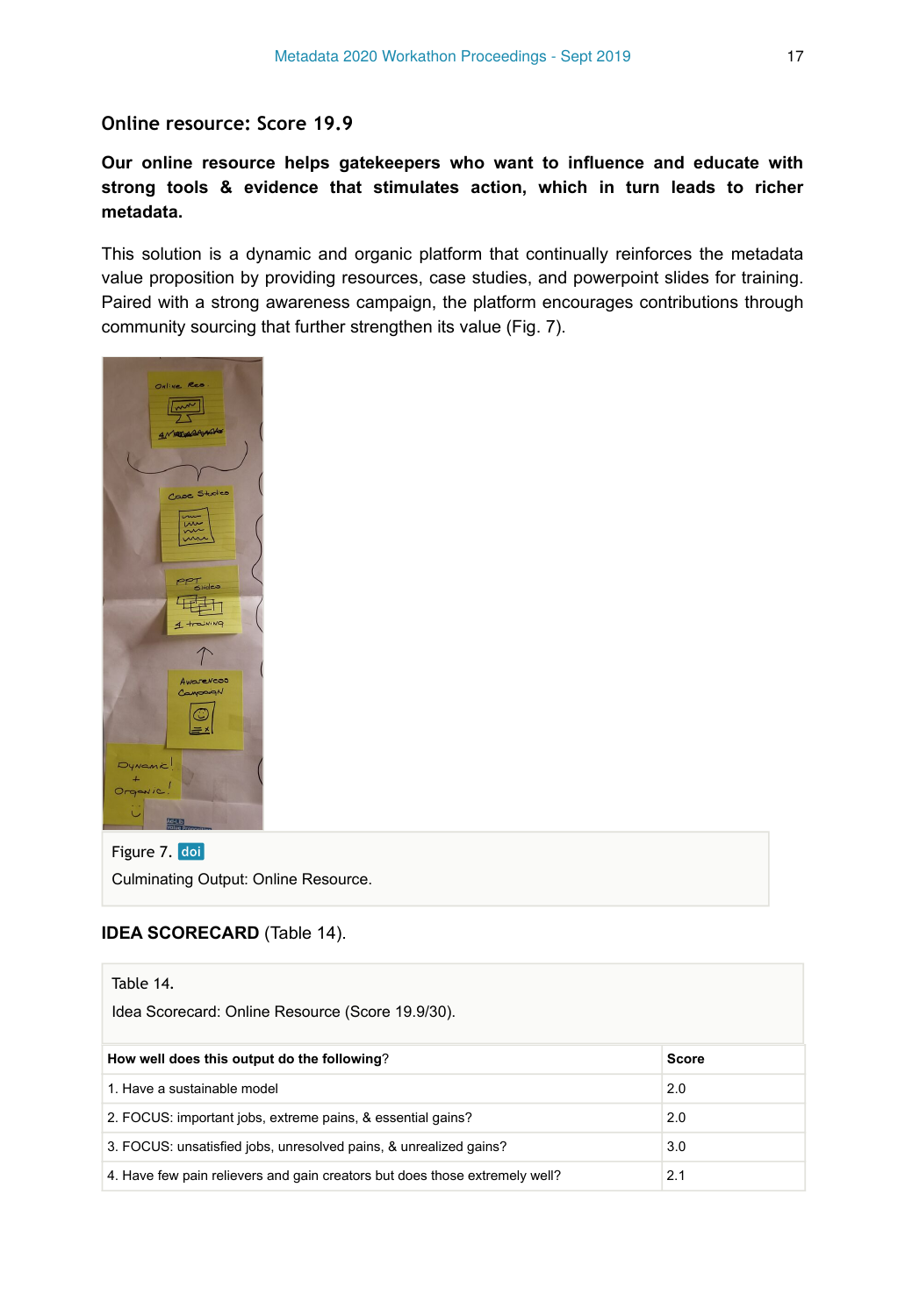## Online resource: Score 19.9

**Our online resource helps gatekeepers who want to influence and educate with strong tools & evidence that stimulates action, which in turn leads to richer metadata.**

This solution is a dynamic and organic platform that continually reinforces the metadata value proposition by providing resources, case studies, and powerpoint slides for training. Paired with a strong awareness campaign, the platform encourages contributions through community sourcing that further strengthen its value (Fig. 7).

Figure 7. doi

Culminating Output: Online Resource.

**IDEA SCORECARD** (Table 14).

Table 14.

Idea Scorecard: Online Resource (Score 19.9/30).

| How well does this output do the following? | Score |
|---|---|
| 1. Have a sustainable model | 2.0 |
| 2. FOCUS: important jobs, extreme pains, & essential gains? | 2.0 |
| 3. FOCUS: unsatisfied jobs, unresolved pains, & unrealized gains? | 3.0 |
| 4. Have few pain relievers and gain creators but does those extremely well? | 2.1 |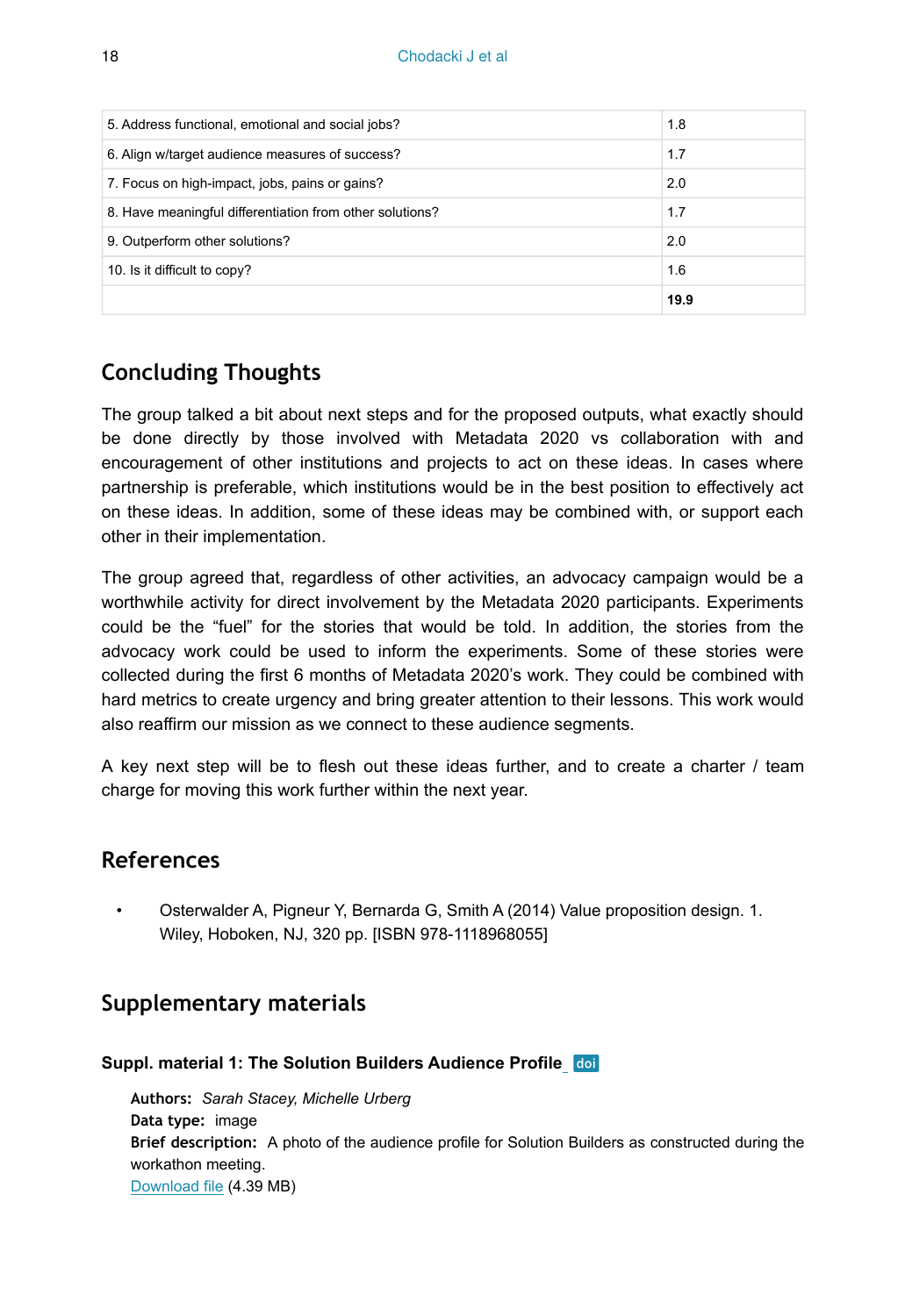| | |
|---|---|
| 5. Address functional, emotional and social jobs? | 1.8 |
| 6. Align w/target audience measures of success? | 1.7 |
| 7. Focus on high-impact, jobs, pains or gains? | 2.0 |
| 8. Have meaningful differentiation from other solutions? | 1.7 |
| 9. Outperform other solutions? | 2.0 |
| 10. Is it difficult to copy? | 1.6 |
| | **19.9** |

## Concluding Thoughts

The group talked a bit about next steps and for the proposed outputs, what exactly should be done directly by those involved with Metadata 2020 vs collaboration with and encouragement of other institutions and projects to act on these ideas. In cases where partnership is preferable, which institutions would be in the best position to effectively act on these ideas. In addition, some of these ideas may be combined with, or support each other in their implementation.

The group agreed that, regardless of other activities, an advocacy campaign would be a worthwhile activity for direct involvement by the Metadata 2020 participants. Experiments could be the "fuel" for the stories that would be told. In addition, the stories from the advocacy work could be used to inform the experiments. Some of these stories were collected during the first 6 months of Metadata 2020's work. They could be combined with hard metrics to create urgency and bring greater attention to their lessons. This work would also reaffirm our mission as we connect to these audience segments.

A key next step will be to flesh out these ideas further, and to create a charter / team charge for moving this work further within the next year.

## References

- Osterwalder A, Pigneur Y, Bernarda G, Smith A (2014) Value proposition design. 1. Wiley, Hoboken, NJ, 320 pp. [ISBN 978-1118968055]

## Supplementary materials

### Suppl. material 1: The Solution Builders Audience Profile doi

**Authors:** *Sarah Stacey, Michelle Urberg*
**Data type:** image
**Brief description:** A photo of the audience profile for Solution Builders as constructed during the workathon meeting.
Download file (4.39 MB)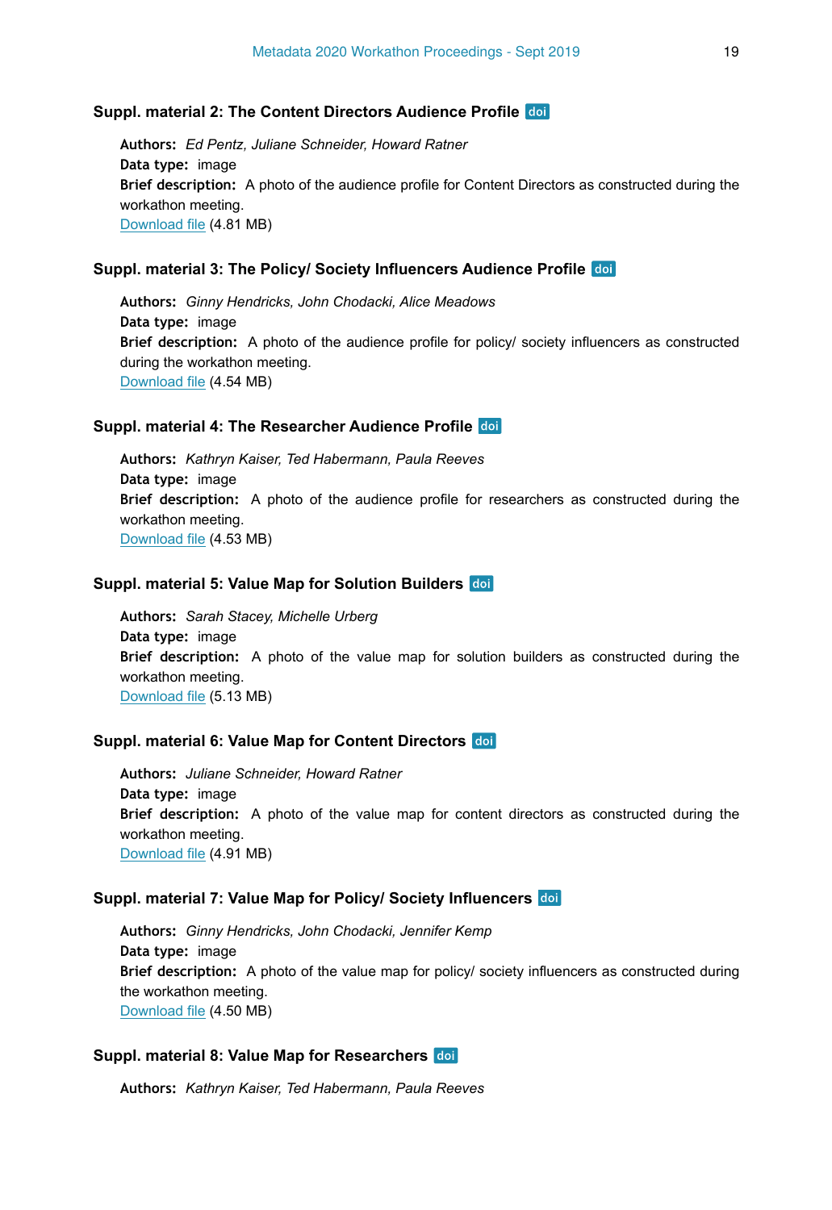### Suppl. material 2: The Content Directors Audience Profile doi

**Authors:** *Ed Pentz, Juliane Schneider, Howard Ratner*
**Data type:** image
**Brief description:** A photo of the audience profile for Content Directors as constructed during the workathon meeting.
Download file (4.81 MB)

### Suppl. material 3: The Policy/ Society Influencers Audience Profile doi

**Authors:** *Ginny Hendricks, John Chodacki, Alice Meadows*
**Data type:** image
**Brief description:** A photo of the audience profile for policy/ society influencers as constructed during the workathon meeting.
Download file (4.54 MB)

### Suppl. material 4: The Researcher Audience Profile doi

**Authors:** *Kathryn Kaiser, Ted Habermann, Paula Reeves*
**Data type:** image
**Brief description:** A photo of the audience profile for researchers as constructed during the workathon meeting.
Download file (4.53 MB)

### Suppl. material 5: Value Map for Solution Builders doi

**Authors:** *Sarah Stacey, Michelle Urberg*
**Data type:** image
**Brief description:** A photo of the value map for solution builders as constructed during the workathon meeting.
Download file (5.13 MB)

### Suppl. material 6: Value Map for Content Directors doi

**Authors:** *Juliane Schneider, Howard Ratner*
**Data type:** image
**Brief description:** A photo of the value map for content directors as constructed during the workathon meeting.
Download file (4.91 MB)

### Suppl. material 7: Value Map for Policy/ Society Influencers doi

**Authors:** *Ginny Hendricks, John Chodacki, Jennifer Kemp*
**Data type:** image
**Brief description:** A photo of the value map for policy/ society influencers as constructed during the workathon meeting.
Download file (4.50 MB)

### Suppl. material 8: Value Map for Researchers doi

**Authors:** *Kathryn Kaiser, Ted Habermann, Paula Reeves*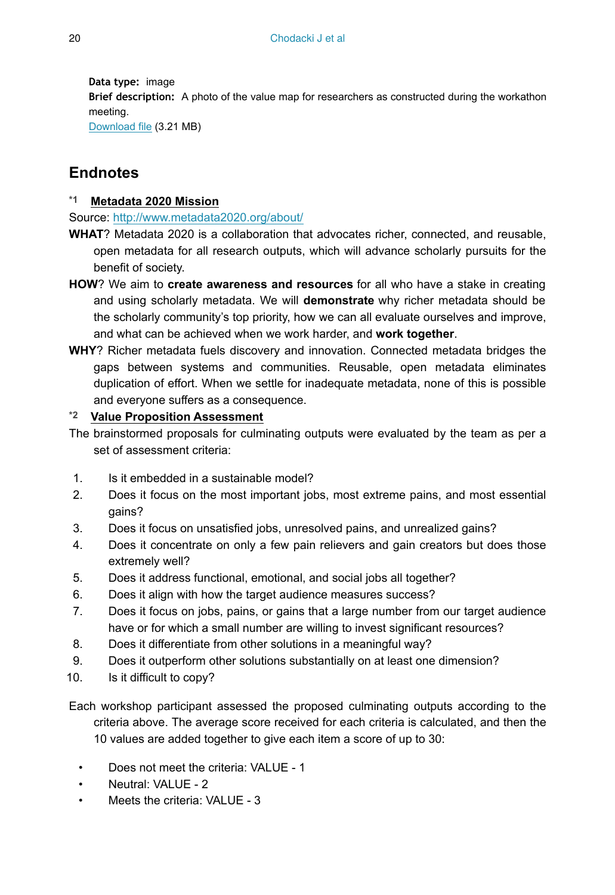**Data type:** image
**Brief description:** A photo of the value map for researchers as constructed during the workathon meeting.
[Download file](#) (3.21 MB)

## Endnotes

[*1] **Metadata 2020 Mission**

Source: http://www.metadata2020.org/about/

**WHAT**? Metadata 2020 is a collaboration that advocates richer, connected, and reusable, open metadata for all research outputs, which will advance scholarly pursuits for the benefit of society.

**HOW**? We aim to **create awareness and resources** for all who have a stake in creating and using scholarly metadata. We will **demonstrate** why richer metadata should be the scholarly community's top priority, how we can all evaluate ourselves and improve, and what can be achieved when we work harder, and **work together**.

**WHY**? Richer metadata fuels discovery and innovation. Connected metadata bridges the gaps between systems and communities. Reusable, open metadata eliminates duplication of effort. When we settle for inadequate metadata, none of this is possible and everyone suffers as a consequence.

[*2] **Value Proposition Assessment**

The brainstormed proposals for culminating outputs were evaluated by the team as per a set of assessment criteria:

1. Is it embedded in a sustainable model?
2. Does it focus on the most important jobs, most extreme pains, and most essential gains?
3. Does it focus on unsatisfied jobs, unresolved pains, and unrealized gains?
4. Does it concentrate on only a few pain relievers and gain creators but does those extremely well?
5. Does it address functional, emotional, and social jobs all together?
6. Does it align with how the target audience measures success?
7. Does it focus on jobs, pains, or gains that a large number from our target audience have or for which a small number are willing to invest significant resources?
8. Does it differentiate from other solutions in a meaningful way?
9. Does it outperform other solutions substantially on at least one dimension?
10. Is it difficult to copy?

Each workshop participant assessed the proposed culminating outputs according to the criteria above. The average score received for each criteria is calculated, and then the 10 values are added together to give each item a score of up to 30:

- Does not meet the criteria: VALUE - 1
- Neutral: VALUE - 2
- Meets the criteria: VALUE - 3